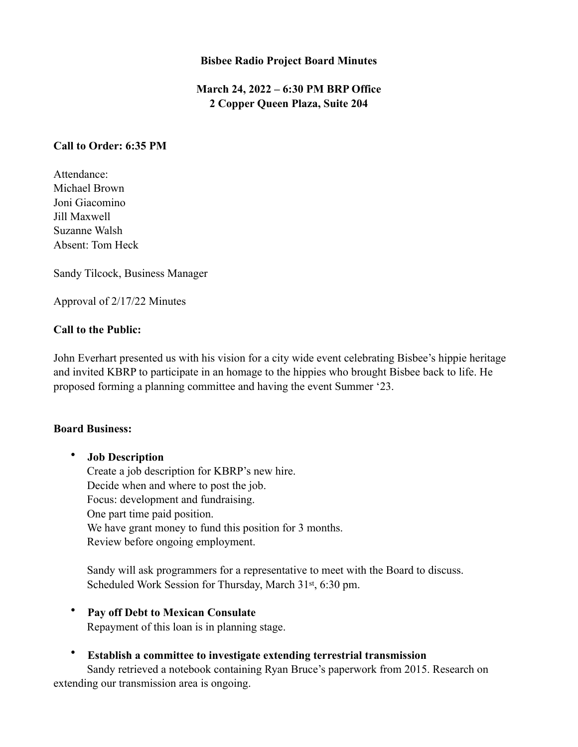# Bisbee Radio Project Board Minutes

**March 24, 2022 – 6:30 PM BRP Office**
**2 Copper Queen Plaza, Suite 204**

**Call to Order: 6:35 PM**

Attendance:
Michael Brown
Joni Giacomino
Jill Maxwell
Suzanne Walsh
Absent: Tom Heck

Sandy Tilcock, Business Manager

Approval of 2/17/22 Minutes

**Call to the Public:**

John Everhart presented us with his vision for a city wide event celebrating Bisbee's hippie heritage and invited KBRP to participate in an homage to the hippies who brought Bisbee back to life. He proposed forming a planning committee and having the event Summer '23.

**Board Business:**

- **Job Description**
  Create a job description for KBRP's new hire.
  Decide when and where to post the job.
  Focus: development and fundraising.
  One part time paid position.
  We have grant money to fund this position for 3 months.
  Review before ongoing employment.

  Sandy will ask programmers for a representative to meet with the Board to discuss.
  Scheduled Work Session for Thursday, March 31st, 6:30 pm.

- **Pay off Debt to Mexican Consulate**
  Repayment of this loan is in planning stage.

- **Establish a committee to investigate extending terrestrial transmission**
  Sandy retrieved a notebook containing Ryan Bruce's paperwork from 2015. Research on extending our transmission area is ongoing.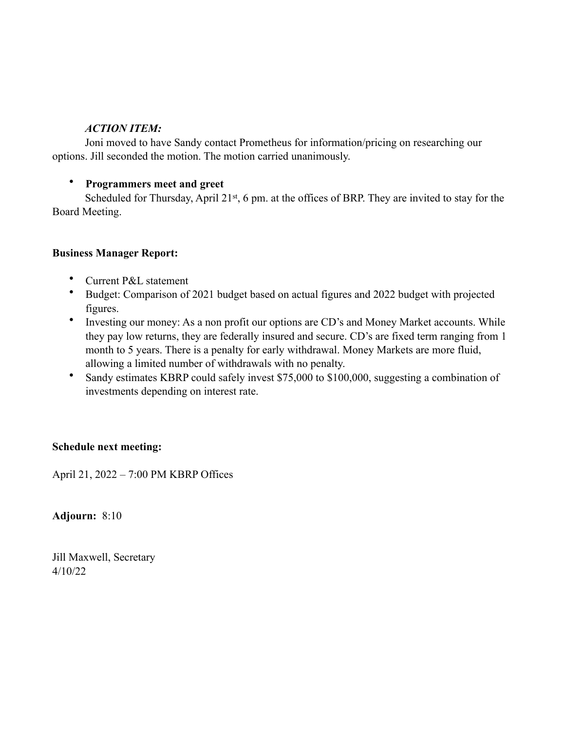***ACTION ITEM:***

Joni moved to have Sandy contact Prometheus for information/pricing on researching our options. Jill seconded the motion. The motion carried unanimously.

- **Programmers meet and greet**

Scheduled for Thursday, April 21st, 6 pm. at the offices of BRP. They are invited to stay for the Board Meeting.

**Business Manager Report:**

- Current P&L statement
- Budget: Comparison of 2021 budget based on actual figures and 2022 budget with projected figures.
- Investing our money: As a non profit our options are CD's and Money Market accounts. While they pay low returns, they are federally insured and secure. CD's are fixed term ranging from 1 month to 5 years. There is a penalty for early withdrawal. Money Markets are more fluid, allowing a limited number of withdrawals with no penalty.
- Sandy estimates KBRP could safely invest $75,000 to $100,000, suggesting a combination of investments depending on interest rate.

**Schedule next meeting:**

April 21, 2022 – 7:00 PM KBRP Offices

**Adjourn:** 8:10

Jill Maxwell, Secretary
4/10/22